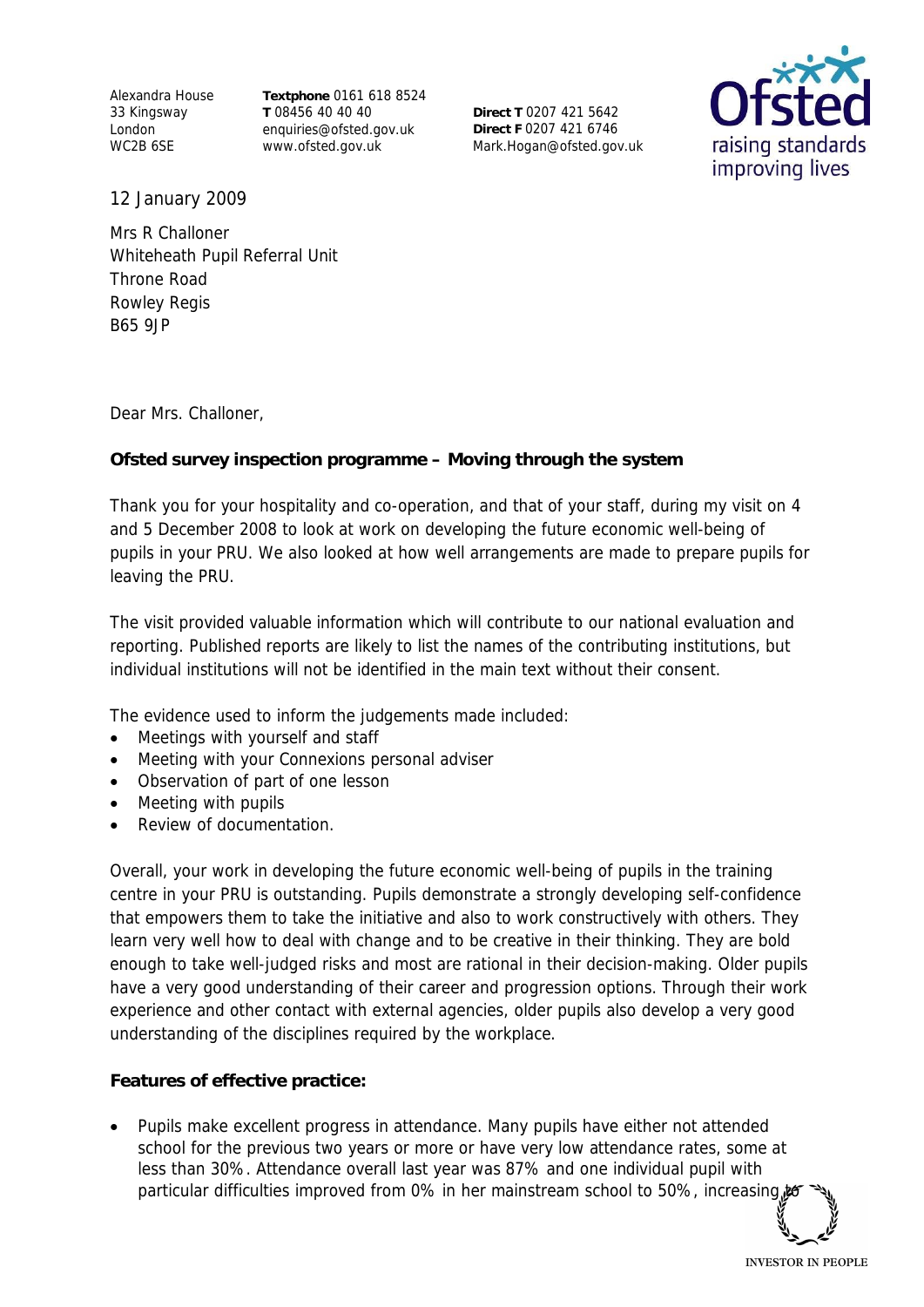Alexandra House
33 Kingsway
London
WC2B 6SE

**Textphone** 0161 618 8524
**T** 08456 40 40 40
enquiries@ofsted.gov.uk
www.ofsted.gov.uk

**Direct T** 0207 421 5642
**Direct F** 0207 421 6746
Mark.Hogan@ofsted.gov.uk

12 January 2009

Mrs R Challoner
Whiteheath Pupil Referral Unit
Throne Road
Rowley Regis
B65 9JP

Dear Mrs. Challoner,

**Ofsted survey inspection programme – Moving through the system**

Thank you for your hospitality and co-operation, and that of your staff, during my visit on 4 and 5 December 2008 to look at work on developing the future economic well-being of pupils in your PRU. We also looked at how well arrangements are made to prepare pupils for leaving the PRU.

The visit provided valuable information which will contribute to our national evaluation and reporting. Published reports are likely to list the names of the contributing institutions, but individual institutions will not be identified in the main text without their consent.

The evidence used to inform the judgements made included:

- Meetings with yourself and staff
- Meeting with your Connexions personal adviser
- Observation of part of one lesson
- Meeting with pupils
- Review of documentation.

Overall, your work in developing the future economic well-being of pupils in the training centre in your PRU is outstanding. Pupils demonstrate a strongly developing self-confidence that empowers them to take the initiative and also to work constructively with others. They learn very well how to deal with change and to be creative in their thinking. They are bold enough to take well-judged risks and most are rational in their decision-making. Older pupils have a very good understanding of their career and progression options. Through their work experience and other contact with external agencies, older pupils also develop a very good understanding of the disciplines required by the workplace.

**Features of effective practice:**

- Pupils make excellent progress in attendance. Many pupils have either not attended school for the previous two years or more or have very low attendance rates, some at less than 30%. Attendance overall last year was 87% and one individual pupil with particular difficulties improved from 0% in her mainstream school to 50%, increasing to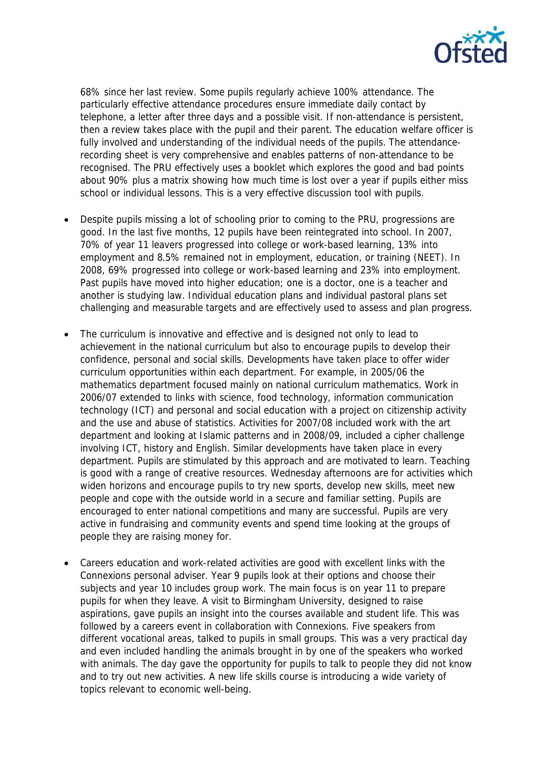68% since her last review. Some pupils regularly achieve 100% attendance. The particularly effective attendance procedures ensure immediate daily contact by telephone, a letter after three days and a possible visit. If non-attendance is persistent, then a review takes place with the pupil and their parent. The education welfare officer is fully involved and understanding of the individual needs of the pupils. The attendance-recording sheet is very comprehensive and enables patterns of non-attendance to be recognised. The PRU effectively uses a booklet which explores the good and bad points about 90% plus a matrix showing how much time is lost over a year if pupils either miss school or individual lessons. This is a very effective discussion tool with pupils.

- Despite pupils missing a lot of schooling prior to coming to the PRU, progressions are good. In the last five months, 12 pupils have been reintegrated into school. In 2007, 70% of year 11 leavers progressed into college or work-based learning, 13% into employment and 8.5% remained not in employment, education, or training (NEET). In 2008, 69% progressed into college or work-based learning and 23% into employment. Past pupils have moved into higher education; one is a doctor, one is a teacher and another is studying law. Individual education plans and individual pastoral plans set challenging and measurable targets and are effectively used to assess and plan progress.

- The curriculum is innovative and effective and is designed not only to lead to achievement in the national curriculum but also to encourage pupils to develop their confidence, personal and social skills. Developments have taken place to offer wider curriculum opportunities within each department. For example, in 2005/06 the mathematics department focused mainly on national curriculum mathematics. Work in 2006/07 extended to links with science, food technology, information communication technology (ICT) and personal and social education with a project on citizenship activity and the use and abuse of statistics. Activities for 2007/08 included work with the art department and looking at Islamic patterns and in 2008/09, included a cipher challenge involving ICT, history and English. Similar developments have taken place in every department. Pupils are stimulated by this approach and are motivated to learn. Teaching is good with a range of creative resources. Wednesday afternoons are for activities which widen horizons and encourage pupils to try new sports, develop new skills, meet new people and cope with the outside world in a secure and familiar setting. Pupils are encouraged to enter national competitions and many are successful. Pupils are very active in fundraising and community events and spend time looking at the groups of people they are raising money for.

- Careers education and work-related activities are good with excellent links with the Connexions personal adviser. Year 9 pupils look at their options and choose their subjects and year 10 includes group work. The main focus is on year 11 to prepare pupils for when they leave. A visit to Birmingham University, designed to raise aspirations, gave pupils an insight into the courses available and student life. This was followed by a careers event in collaboration with Connexions. Five speakers from different vocational areas, talked to pupils in small groups. This was a very practical day and even included handling the animals brought in by one of the speakers who worked with animals. The day gave the opportunity for pupils to talk to people they did not know and to try out new activities. A new life skills course is introducing a wide variety of topics relevant to economic well-being.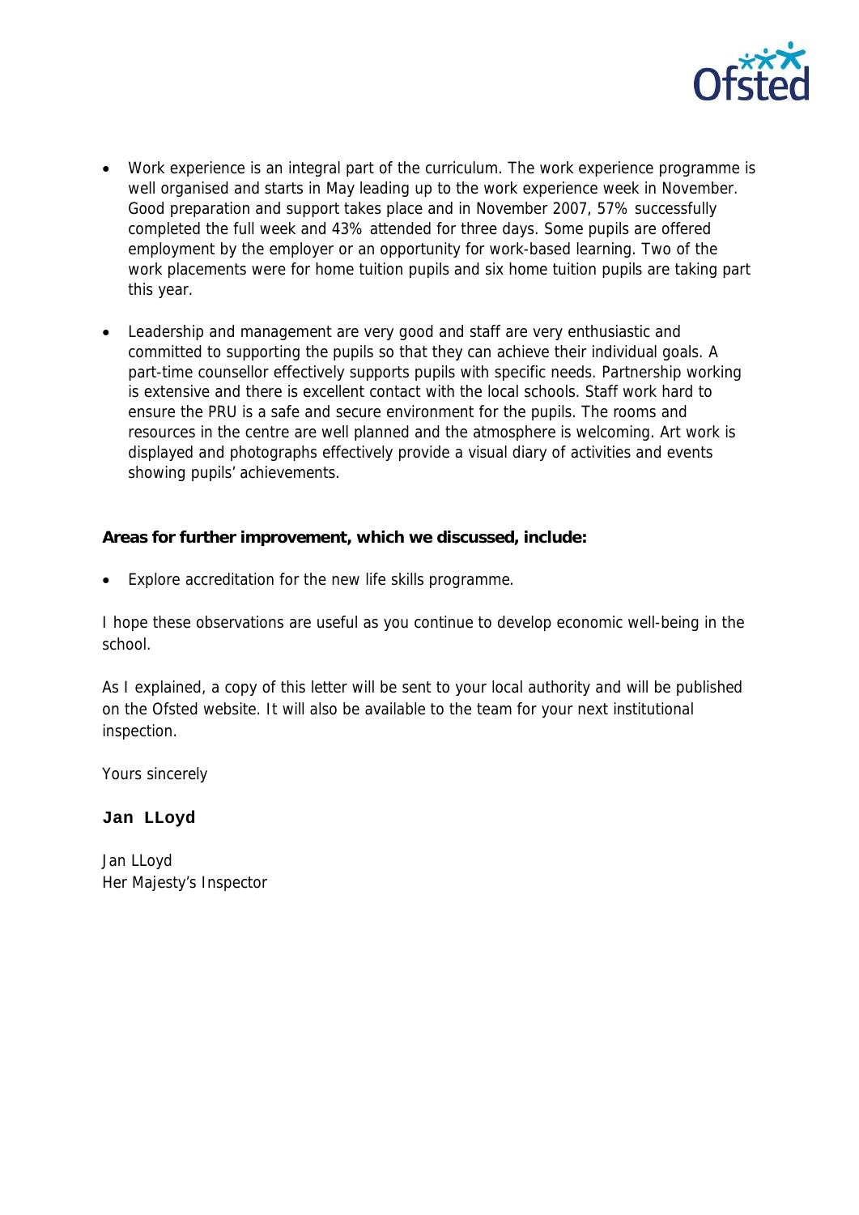- Work experience is an integral part of the curriculum. The work experience programme is well organised and starts in May leading up to the work experience week in November. Good preparation and support takes place and in November 2007, 57% successfully completed the full week and 43% attended for three days. Some pupils are offered employment by the employer or an opportunity for work-based learning. Two of the work placements were for home tuition pupils and six home tuition pupils are taking part this year.

- Leadership and management are very good and staff are very enthusiastic and committed to supporting the pupils so that they can achieve their individual goals. A part-time counsellor effectively supports pupils with specific needs. Partnership working is extensive and there is excellent contact with the local schools. Staff work hard to ensure the PRU is a safe and secure environment for the pupils. The rooms and resources in the centre are well planned and the atmosphere is welcoming. Art work is displayed and photographs effectively provide a visual diary of activities and events showing pupils' achievements.

**Areas for further improvement, which we discussed, include:**

- Explore accreditation for the new life skills programme.

I hope these observations are useful as you continue to develop economic well-being in the school.

As I explained, a copy of this letter will be sent to your local authority and will be published on the Ofsted website. It will also be available to the team for your next institutional inspection.

Yours sincerely

**Jan LLoyd**

Jan LLoyd
Her Majesty's Inspector